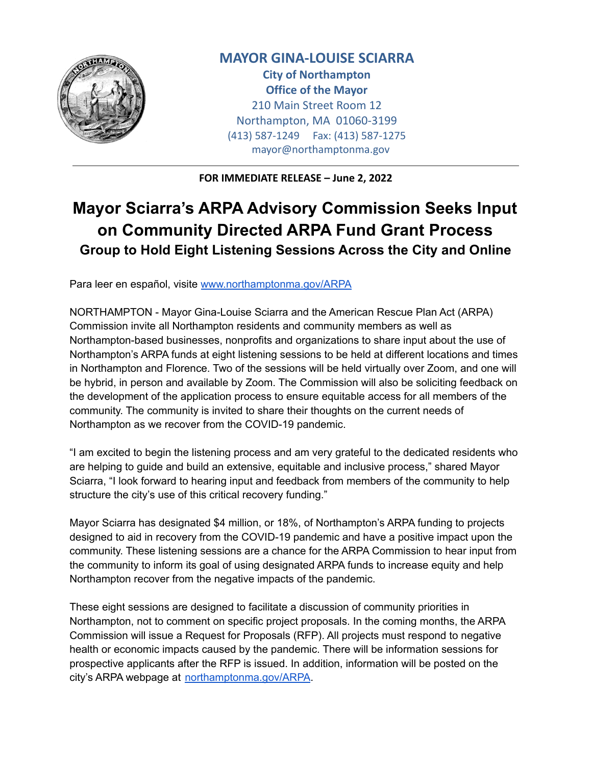**MAYOR GINA-LOUISE SCIARRA**
**City of Northampton**
**Office of the Mayor**
210 Main Street Room 12
Northampton, MA 01060-3199
(413) 587-1249 Fax: (413) 587-1275
mayor@northamptonma.gov

---

**FOR IMMEDIATE RELEASE – June 2, 2022**

# Mayor Sciarra's ARPA Advisory Commission Seeks Input on Community Directed ARPA Fund Grant Process

## Group to Hold Eight Listening Sessions Across the City and Online

Para leer en español, visite [www.northamptonma.gov/ARPA](www.northamptonma.gov/ARPA)

NORTHAMPTON - Mayor Gina-Louise Sciarra and the American Rescue Plan Act (ARPA) Commission invite all Northampton residents and community members as well as Northampton-based businesses, nonprofits and organizations to share input about the use of Northampton's ARPA funds at eight listening sessions to be held at different locations and times in Northampton and Florence. Two of the sessions will be held virtually over Zoom, and one will be hybrid, in person and available by Zoom. The Commission will also be soliciting feedback on the development of the application process to ensure equitable access for all members of the community. The community is invited to share their thoughts on the current needs of Northampton as we recover from the COVID-19 pandemic.

"I am excited to begin the listening process and am very grateful to the dedicated residents who are helping to guide and build an extensive, equitable and inclusive process," shared Mayor Sciarra, "I look forward to hearing input and feedback from members of the community to help structure the city's use of this critical recovery funding."

Mayor Sciarra has designated $4 million, or 18%, of Northampton's ARPA funding to projects designed to aid in recovery from the COVID-19 pandemic and have a positive impact upon the community. These listening sessions are a chance for the ARPA Commission to hear input from the community to inform its goal of using designated ARPA funds to increase equity and help Northampton recover from the negative impacts of the pandemic.

These eight sessions are designed to facilitate a discussion of community priorities in Northampton, not to comment on specific project proposals. In the coming months, the ARPA Commission will issue a Request for Proposals (RFP). All projects must respond to negative health or economic impacts caused by the pandemic. There will be information sessions for prospective applicants after the RFP is issued. In addition, information will be posted on the city's ARPA webpage at [northamptonma.gov/ARPA](northamptonma.gov/ARPA).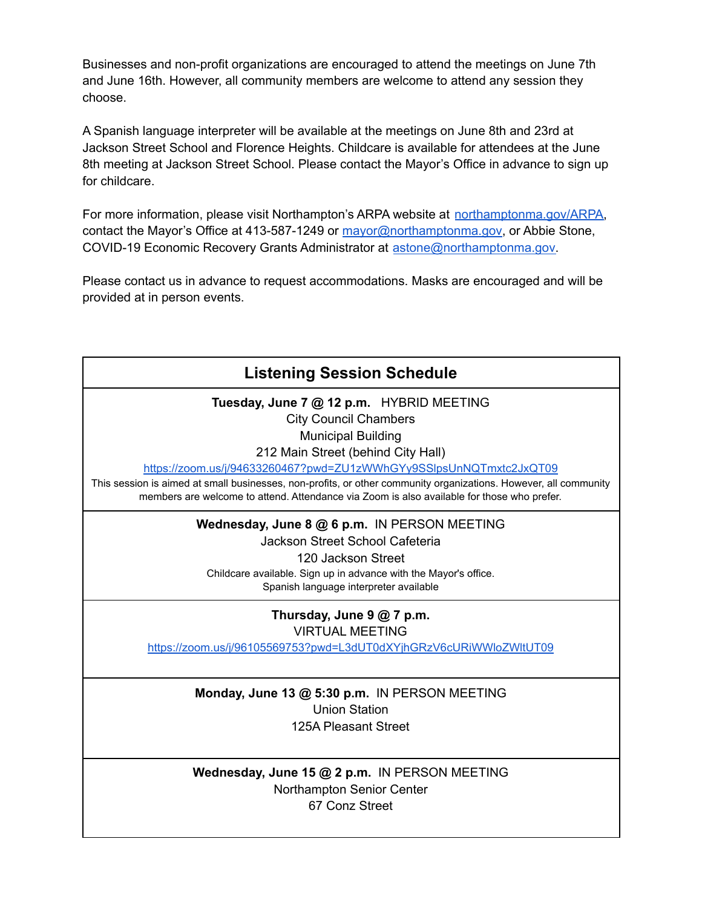Businesses and non-profit organizations are encouraged to attend the meetings on June 7th and June 16th. However, all community members are welcome to attend any session they choose.

A Spanish language interpreter will be available at the meetings on June 8th and 23rd at Jackson Street School and Florence Heights. Childcare is available for attendees at the June 8th meeting at Jackson Street School. Please contact the Mayor's Office in advance to sign up for childcare.

For more information, please visit Northampton's ARPA website at northamptonma.gov/ARPA, contact the Mayor's Office at 413-587-1249 or mayor@northamptonma.gov, or Abbie Stone, COVID-19 Economic Recovery Grants Administrator at astone@northamptonma.gov.

Please contact us in advance to request accommodations. Masks are encouraged and will be provided at in person events.

| Listening Session Schedule |
|---|
| **Tuesday, June 7 @ 12 p.m.** HYBRID MEETING<br>City Council Chambers<br>Municipal Building<br>212 Main Street (behind City Hall)<br>https://zoom.us/j/94633260467?pwd=ZU1zWWhGYy9SSlpsUnNQTmxtc2JxQT09<br>This session is aimed at small businesses, non-profits, or other community organizations. However, all community members are welcome to attend. Attendance via Zoom is also available for those who prefer. |
| **Wednesday, June 8 @ 6 p.m.** IN PERSON MEETING<br>Jackson Street School Cafeteria<br>120 Jackson Street<br>Childcare available. Sign up in advance with the Mayor's office.<br>Spanish language interpreter available |
| **Thursday, June 9 @ 7 p.m.**<br>VIRTUAL MEETING<br>https://zoom.us/j/96105569753?pwd=L3dUT0dXYjhGRzV6cURiWWloZWltUT09 |
| **Monday, June 13 @ 5:30 p.m.** IN PERSON MEETING<br>Union Station<br>125A Pleasant Street |
| **Wednesday, June 15 @ 2 p.m.** IN PERSON MEETING<br>Northampton Senior Center<br>67 Conz Street |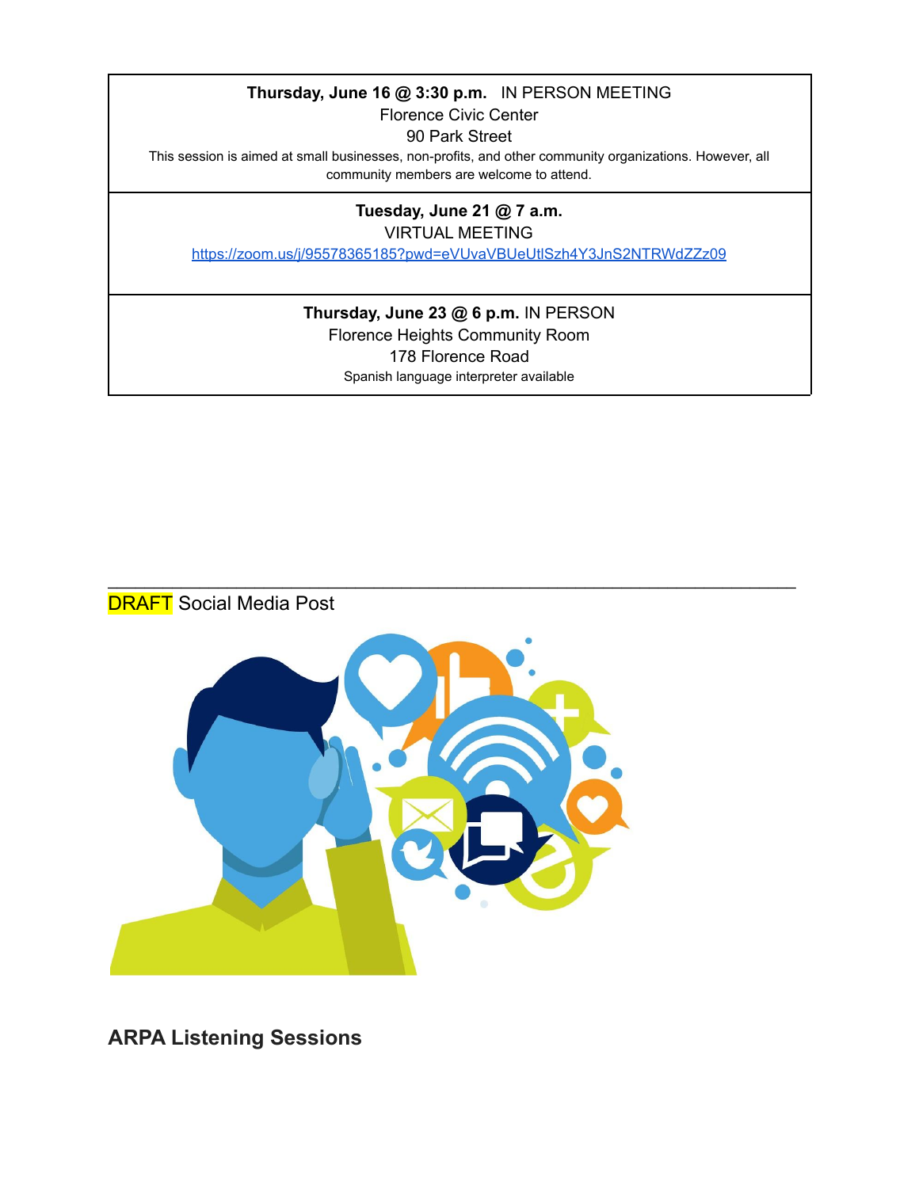| |
|---|
| **Thursday, June 16 @ 3:30 p.m.** IN PERSON MEETING<br>Florence Civic Center<br>90 Park Street<br>This session is aimed at small businesses, non-profits, and other community organizations. However, all community members are welcome to attend. |
| **Tuesday, June 21 @ 7 a.m.**<br>VIRTUAL MEETING<br>https://zoom.us/j/95578365185?pwd=eVUvaVBUeUtlSzh4Y3JnS2NTRWdZZz09 |
| **Thursday, June 23 @ 6 p.m.** IN PERSON<br>Florence Heights Community Room<br>178 Florence Road<br>Spanish language interpreter available |

---

DRAFT Social Media Post

## ARPA Listening Sessions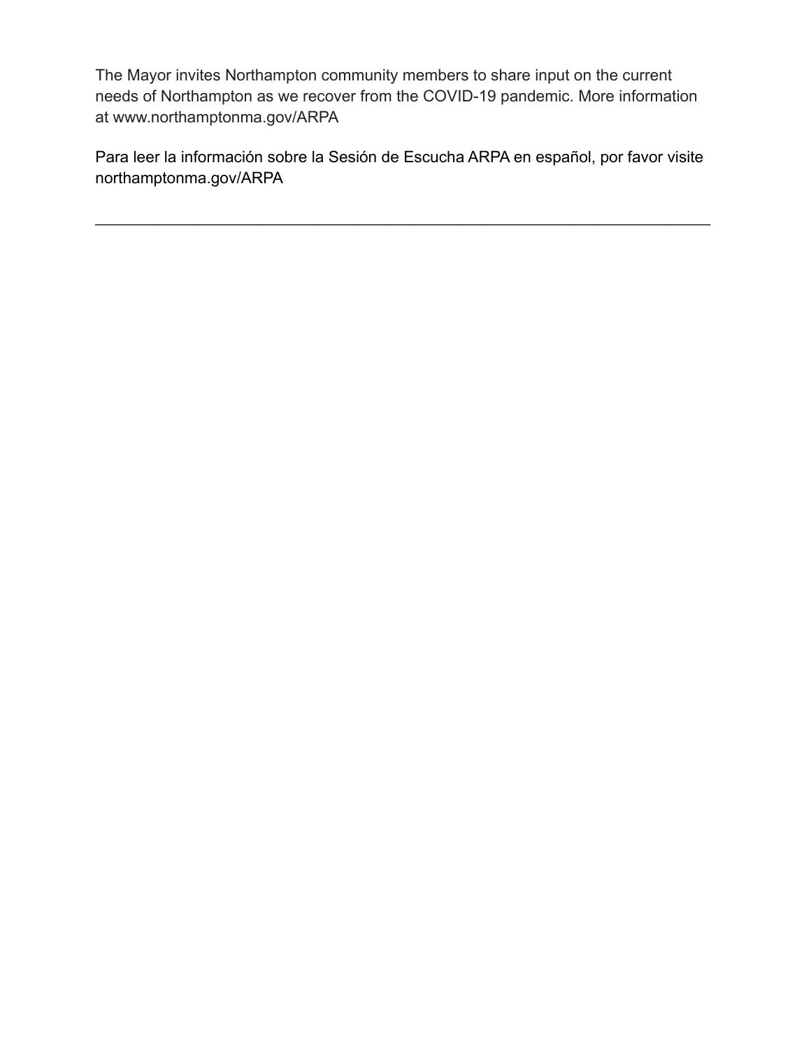The Mayor invites Northampton community members to share input on the current needs of Northampton as we recover from the COVID-19 pandemic. More information at www.northamptonma.gov/ARPA

Para leer la información sobre la Sesión de Escucha ARPA en español, por favor visite northamptonma.gov/ARPA

---